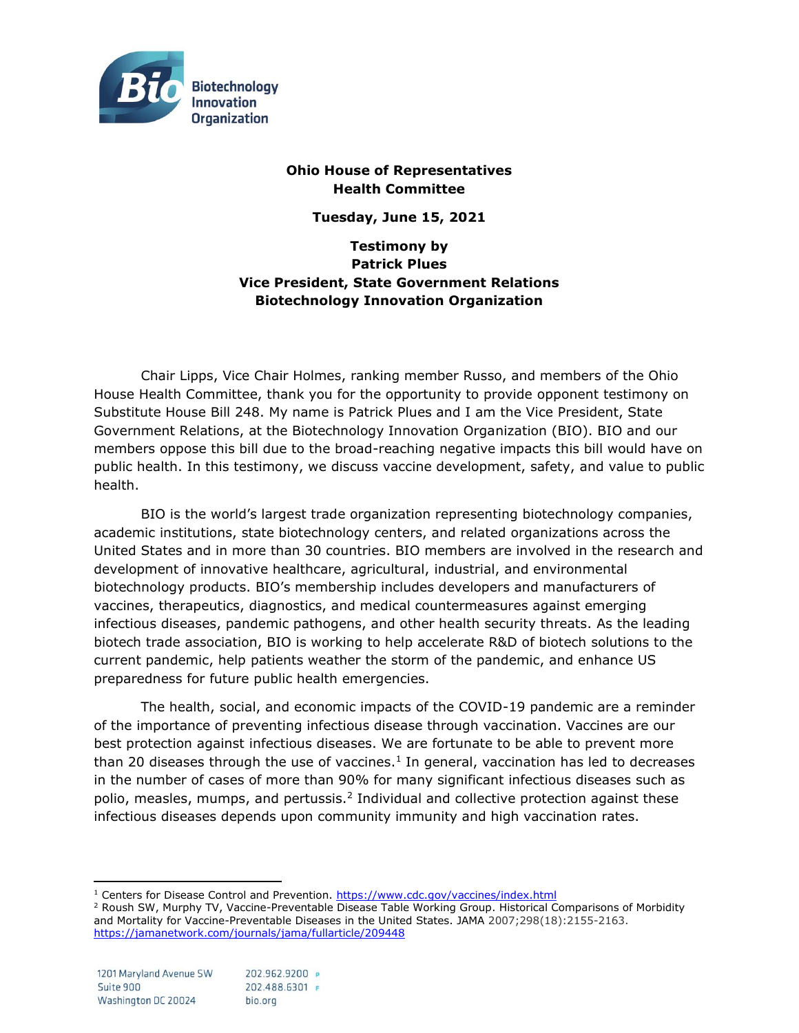Biotechnology Innovation Organization

**Ohio House of Representatives**
**Health Committee**

**Tuesday, June 15, 2021**

**Testimony by**
**Patrick Plues**
**Vice President, State Government Relations**
**Biotechnology Innovation Organization**

Chair Lipps, Vice Chair Holmes, ranking member Russo, and members of the Ohio House Health Committee, thank you for the opportunity to provide opponent testimony on Substitute House Bill 248. My name is Patrick Plues and I am the Vice President, State Government Relations, at the Biotechnology Innovation Organization (BIO). BIO and our members oppose this bill due to the broad-reaching negative impacts this bill would have on public health. In this testimony, we discuss vaccine development, safety, and value to public health.

BIO is the world's largest trade organization representing biotechnology companies, academic institutions, state biotechnology centers, and related organizations across the United States and in more than 30 countries. BIO members are involved in the research and development of innovative healthcare, agricultural, industrial, and environmental biotechnology products. BIO's membership includes developers and manufacturers of vaccines, therapeutics, diagnostics, and medical countermeasures against emerging infectious diseases, pandemic pathogens, and other health security threats. As the leading biotech trade association, BIO is working to help accelerate R&D of biotech solutions to the current pandemic, help patients weather the storm of the pandemic, and enhance US preparedness for future public health emergencies.

The health, social, and economic impacts of the COVID-19 pandemic are a reminder of the importance of preventing infectious disease through vaccination. Vaccines are our best protection against infectious diseases. We are fortunate to be able to prevent more than 20 diseases through the use of vaccines.[1] In general, vaccination has led to decreases in the number of cases of more than 90% for many significant infectious diseases such as polio, measles, mumps, and pertussis.[2] Individual and collective protection against these infectious diseases depends upon community immunity and high vaccination rates.

---

[1] Centers for Disease Control and Prevention. https://www.cdc.gov/vaccines/index.html

[2] Roush SW, Murphy TV, Vaccine-Preventable Disease Table Working Group. Historical Comparisons of Morbidity and Mortality for Vaccine-Preventable Diseases in the United States. JAMA 2007;298(18):2155-2163. https://jamanetwork.com/journals/jama/fullarticle/209448

1201 Maryland Avenue SW
Suite 900
Washington DC 20024

202.962.9200 P
202.488.6301 F
bio.org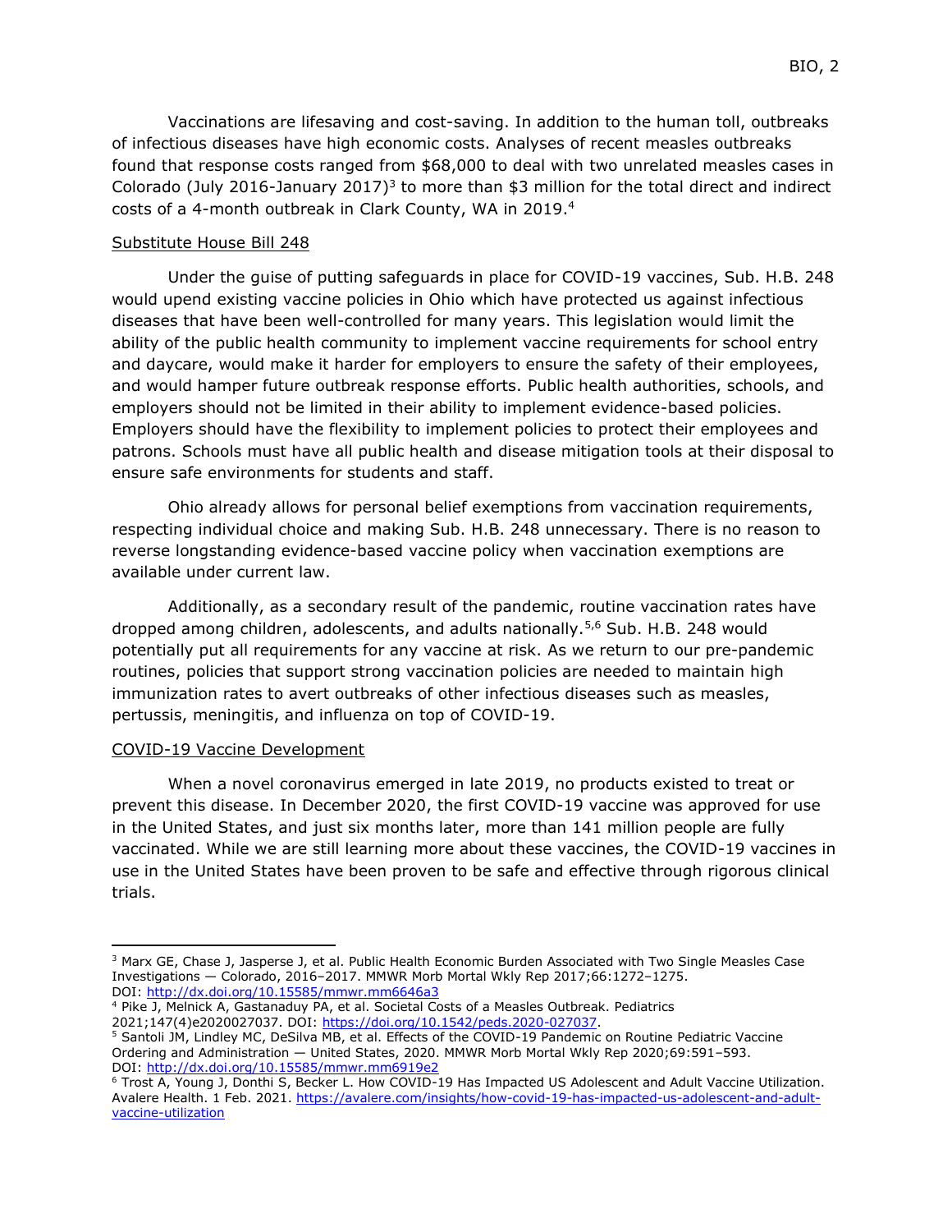Vaccinations are lifesaving and cost-saving. In addition to the human toll, outbreaks of infectious diseases have high economic costs. Analyses of recent measles outbreaks found that response costs ranged from $68,000 to deal with two unrelated measles cases in Colorado (July 2016-January 2017)[3] to more than $3 million for the total direct and indirect costs of a 4-month outbreak in Clark County, WA in 2019.[4]

## Substitute House Bill 248

Under the guise of putting safeguards in place for COVID-19 vaccines, Sub. H.B. 248 would upend existing vaccine policies in Ohio which have protected us against infectious diseases that have been well-controlled for many years. This legislation would limit the ability of the public health community to implement vaccine requirements for school entry and daycare, would make it harder for employers to ensure the safety of their employees, and would hamper future outbreak response efforts. Public health authorities, schools, and employers should not be limited in their ability to implement evidence-based policies. Employers should have the flexibility to implement policies to protect their employees and patrons. Schools must have all public health and disease mitigation tools at their disposal to ensure safe environments for students and staff.

Ohio already allows for personal belief exemptions from vaccination requirements, respecting individual choice and making Sub. H.B. 248 unnecessary. There is no reason to reverse longstanding evidence-based vaccine policy when vaccination exemptions are available under current law.

Additionally, as a secondary result of the pandemic, routine vaccination rates have dropped among children, adolescents, and adults nationally.[5,6] Sub. H.B. 248 would potentially put all requirements for any vaccine at risk. As we return to our pre-pandemic routines, policies that support strong vaccination policies are needed to maintain high immunization rates to avert outbreaks of other infectious diseases such as measles, pertussis, meningitis, and influenza on top of COVID-19.

## COVID-19 Vaccine Development

When a novel coronavirus emerged in late 2019, no products existed to treat or prevent this disease. In December 2020, the first COVID-19 vaccine was approved for use in the United States, and just six months later, more than 141 million people are fully vaccinated. While we are still learning more about these vaccines, the COVID-19 vaccines in use in the United States have been proven to be safe and effective through rigorous clinical trials.

---

[3] Marx GE, Chase J, Jasperse J, et al. Public Health Economic Burden Associated with Two Single Measles Case Investigations — Colorado, 2016–2017. MMWR Morb Mortal Wkly Rep 2017;66:1272–1275. DOI: http://dx.doi.org/10.15585/mmwr.mm6646a3

[4] Pike J, Melnick A, Gastanaduy PA, et al. Societal Costs of a Measles Outbreak. Pediatrics 2021;147(4)e2020027037. DOI: https://doi.org/10.1542/peds.2020-027037.

[5] Santoli JM, Lindley MC, DeSilva MB, et al. Effects of the COVID-19 Pandemic on Routine Pediatric Vaccine Ordering and Administration — United States, 2020. MMWR Morb Mortal Wkly Rep 2020;69:591–593. DOI: http://dx.doi.org/10.15585/mmwr.mm6919e2

[6] Trost A, Young J, Donthi S, Becker L. How COVID-19 Has Impacted US Adolescent and Adult Vaccine Utilization. Avalere Health. 1 Feb. 2021. https://avalere.com/insights/how-covid-19-has-impacted-us-adolescent-and-adult-vaccine-utilization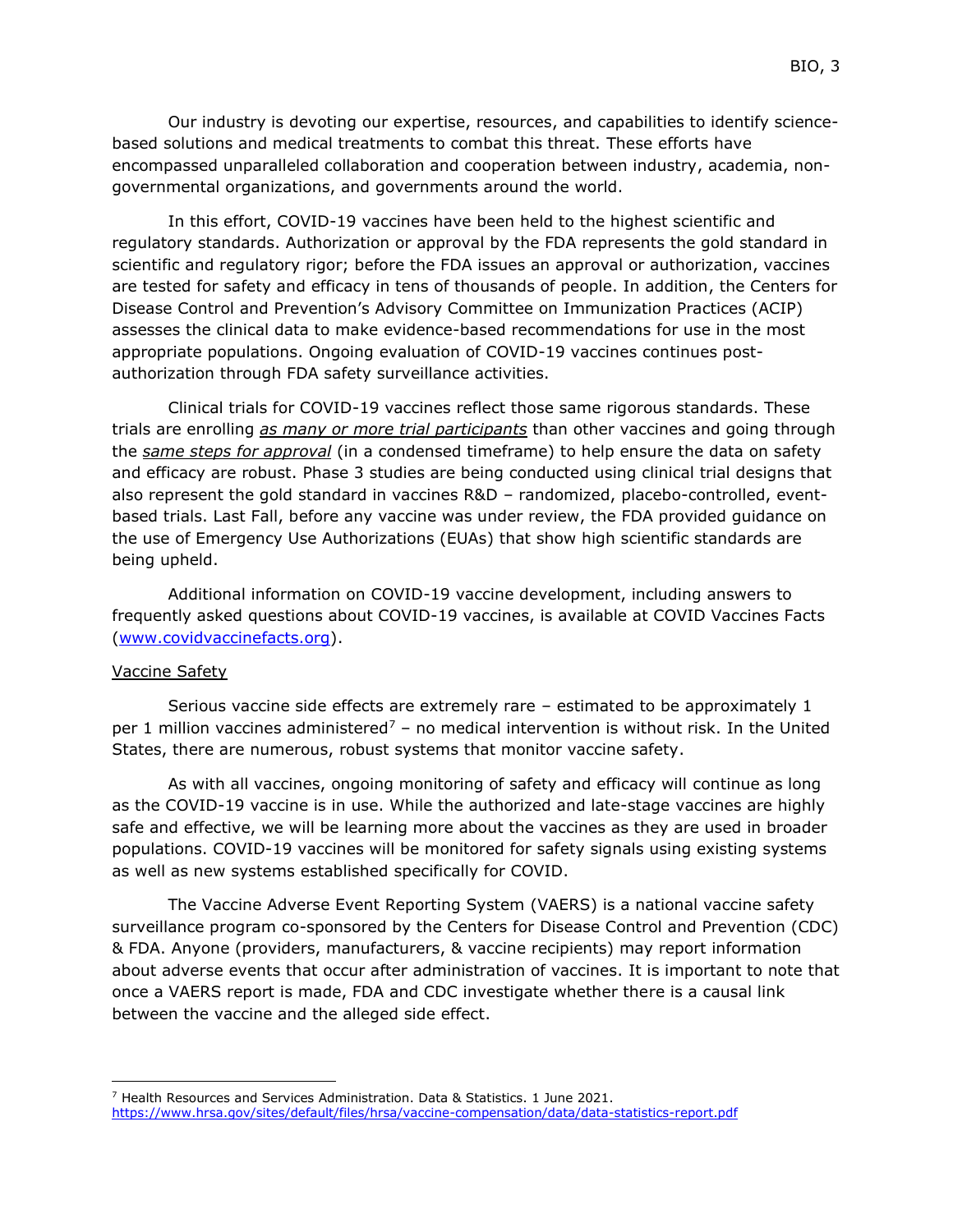Our industry is devoting our expertise, resources, and capabilities to identify science-based solutions and medical treatments to combat this threat. These efforts have encompassed unparalleled collaboration and cooperation between industry, academia, non-governmental organizations, and governments around the world.

In this effort, COVID-19 vaccines have been held to the highest scientific and regulatory standards. Authorization or approval by the FDA represents the gold standard in scientific and regulatory rigor; before the FDA issues an approval or authorization, vaccines are tested for safety and efficacy in tens of thousands of people. In addition, the Centers for Disease Control and Prevention's Advisory Committee on Immunization Practices (ACIP) assesses the clinical data to make evidence-based recommendations for use in the most appropriate populations. Ongoing evaluation of COVID-19 vaccines continues post-authorization through FDA safety surveillance activities.

Clinical trials for COVID-19 vaccines reflect those same rigorous standards. These trials are enrolling *as many or more trial participants* than other vaccines and going through the *same steps for approval* (in a condensed timeframe) to help ensure the data on safety and efficacy are robust. Phase 3 studies are being conducted using clinical trial designs that also represent the gold standard in vaccines R&D – randomized, placebo-controlled, event-based trials. Last Fall, before any vaccine was under review, the FDA provided guidance on the use of Emergency Use Authorizations (EUAs) that show high scientific standards are being upheld.

Additional information on COVID-19 vaccine development, including answers to frequently asked questions about COVID-19 vaccines, is available at COVID Vaccines Facts (www.covidvaccinefacts.org).

Vaccine Safety

Serious vaccine side effects are extremely rare – estimated to be approximately 1 per 1 million vaccines administered[7] – no medical intervention is without risk. In the United States, there are numerous, robust systems that monitor vaccine safety.

As with all vaccines, ongoing monitoring of safety and efficacy will continue as long as the COVID-19 vaccine is in use. While the authorized and late-stage vaccines are highly safe and effective, we will be learning more about the vaccines as they are used in broader populations. COVID-19 vaccines will be monitored for safety signals using existing systems as well as new systems established specifically for COVID.

The Vaccine Adverse Event Reporting System (VAERS) is a national vaccine safety surveillance program co-sponsored by the Centers for Disease Control and Prevention (CDC) & FDA. Anyone (providers, manufacturers, & vaccine recipients) may report information about adverse events that occur after administration of vaccines. It is important to note that once a VAERS report is made, FDA and CDC investigate whether there is a causal link between the vaccine and the alleged side effect.

[7] Health Resources and Services Administration. Data & Statistics. 1 June 2021. https://www.hrsa.gov/sites/default/files/hrsa/vaccine-compensation/data/data-statistics-report.pdf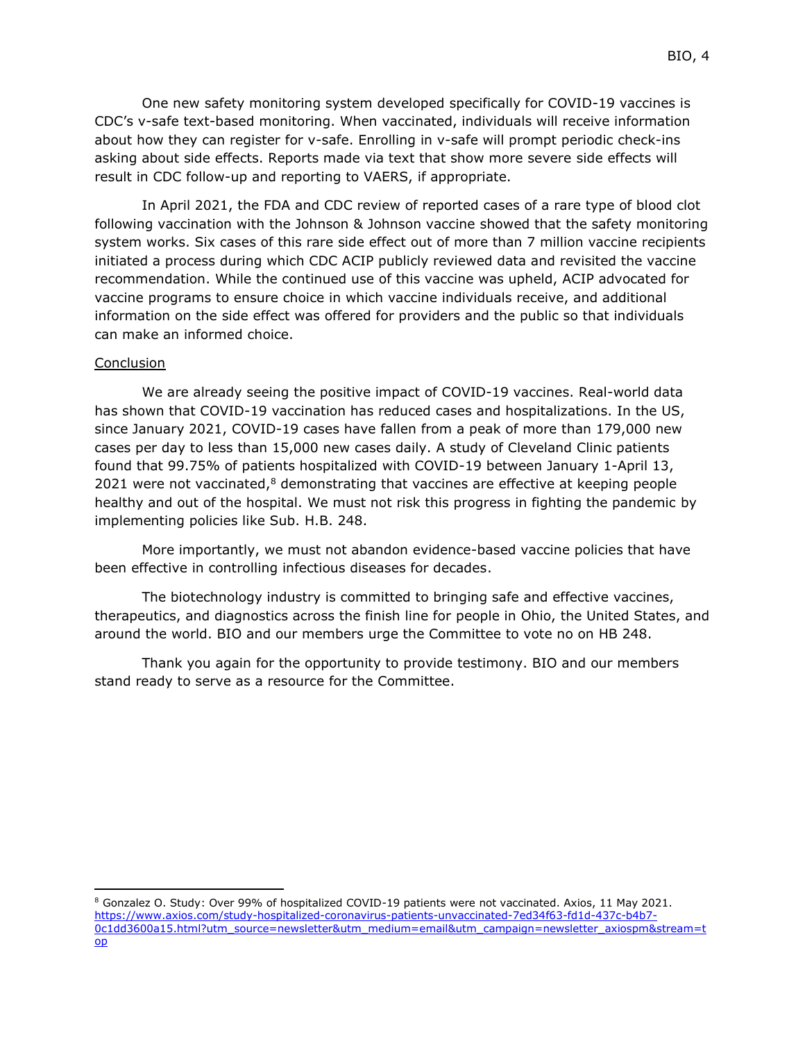One new safety monitoring system developed specifically for COVID-19 vaccines is CDC's v-safe text-based monitoring. When vaccinated, individuals will receive information about how they can register for v-safe. Enrolling in v-safe will prompt periodic check-ins asking about side effects. Reports made via text that show more severe side effects will result in CDC follow-up and reporting to VAERS, if appropriate.

In April 2021, the FDA and CDC review of reported cases of a rare type of blood clot following vaccination with the Johnson & Johnson vaccine showed that the safety monitoring system works. Six cases of this rare side effect out of more than 7 million vaccine recipients initiated a process during which CDC ACIP publicly reviewed data and revisited the vaccine recommendation. While the continued use of this vaccine was upheld, ACIP advocated for vaccine programs to ensure choice in which vaccine individuals receive, and additional information on the side effect was offered for providers and the public so that individuals can make an informed choice.

## Conclusion

We are already seeing the positive impact of COVID-19 vaccines. Real-world data has shown that COVID-19 vaccination has reduced cases and hospitalizations. In the US, since January 2021, COVID-19 cases have fallen from a peak of more than 179,000 new cases per day to less than 15,000 new cases daily. A study of Cleveland Clinic patients found that 99.75% of patients hospitalized with COVID-19 between January 1-April 13, 2021 were not vaccinated,[8] demonstrating that vaccines are effective at keeping people healthy and out of the hospital. We must not risk this progress in fighting the pandemic by implementing policies like Sub. H.B. 248.

More importantly, we must not abandon evidence-based vaccine policies that have been effective in controlling infectious diseases for decades.

The biotechnology industry is committed to bringing safe and effective vaccines, therapeutics, and diagnostics across the finish line for people in Ohio, the United States, and around the world. BIO and our members urge the Committee to vote no on HB 248.

Thank you again for the opportunity to provide testimony. BIO and our members stand ready to serve as a resource for the Committee.

---

[8] Gonzalez O. Study: Over 99% of hospitalized COVID-19 patients were not vaccinated. Axios, 11 May 2021. https://www.axios.com/study-hospitalized-coronavirus-patients-unvaccinated-7ed34f63-fd1d-437c-b4b7-0c1dd3600a15.html?utm_source=newsletter&utm_medium=email&utm_campaign=newsletter_axiospm&stream=top